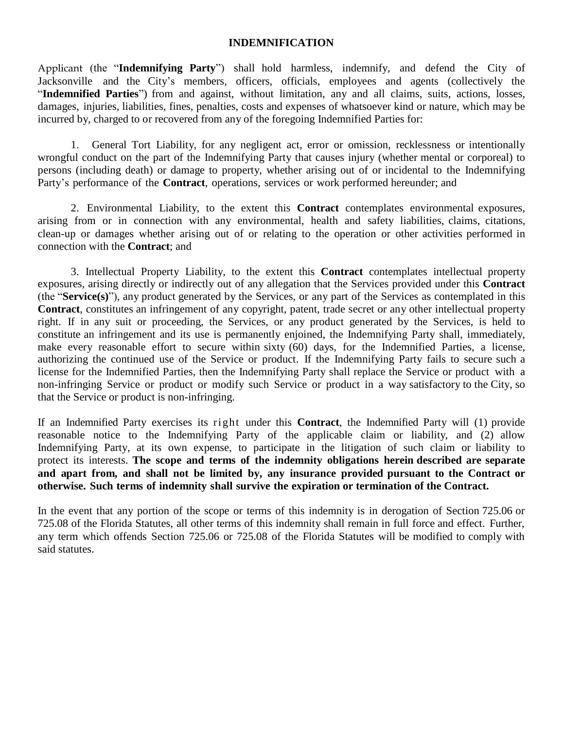# INDEMNIFICATION

Applicant (the "**Indemnifying Party**") shall hold harmless, indemnify, and defend the City of Jacksonville and the City's members, officers, officials, employees and agents (collectively the "**Indemnified Parties**") from and against, without limitation, any and all claims, suits, actions, losses, damages, injuries, liabilities, fines, penalties, costs and expenses of whatsoever kind or nature, which may be incurred by, charged to or recovered from any of the foregoing Indemnified Parties for:

1. General Tort Liability, for any negligent act, error or omission, recklessness or intentionally wrongful conduct on the part of the Indemnifying Party that causes injury (whether mental or corporeal) to persons (including death) or damage to property, whether arising out of or incidental to the Indemnifying Party's performance of the **Contract**, operations, services or work performed hereunder; and

2. Environmental Liability, to the extent this **Contract** contemplates environmental exposures, arising from or in connection with any environmental, health and safety liabilities, claims, citations, clean-up or damages whether arising out of or relating to the operation or other activities performed in connection with the **Contract**; and

3. Intellectual Property Liability, to the extent this **Contract** contemplates intellectual property exposures, arising directly or indirectly out of any allegation that the Services provided under this **Contract** (the "**Service(s)**"), any product generated by the Services, or any part of the Services as contemplated in this **Contract**, constitutes an infringement of any copyright, patent, trade secret or any other intellectual property right. If in any suit or proceeding, the Services, or any product generated by the Services, is held to constitute an infringement and its use is permanently enjoined, the Indemnifying Party shall, immediately, make every reasonable effort to secure within sixty (60) days, for the Indemnified Parties, a license, authorizing the continued use of the Service or product. If the Indemnifying Party fails to secure such a license for the Indemnified Parties, then the Indemnifying Party shall replace the Service or product with a non-infringing Service or product or modify such Service or product in a way satisfactory to the City, so that the Service or product is non-infringing.

If an Indemnified Party exercises its right under this **Contract**, the Indemnified Party will (1) provide reasonable notice to the Indemnifying Party of the applicable claim or liability, and (2) allow Indemnifying Party, at its own expense, to participate in the litigation of such claim or liability to protect its interests. **The scope and terms of the indemnity obligations herein described are separate and apart from, and shall not be limited by, any insurance provided pursuant to the Contract or otherwise. Such terms of indemnity shall survive the expiration or termination of the Contract.**

In the event that any portion of the scope or terms of this indemnity is in derogation of Section 725.06 or 725.08 of the Florida Statutes, all other terms of this indemnity shall remain in full force and effect. Further, any term which offends Section 725.06 or 725.08 of the Florida Statutes will be modified to comply with said statutes.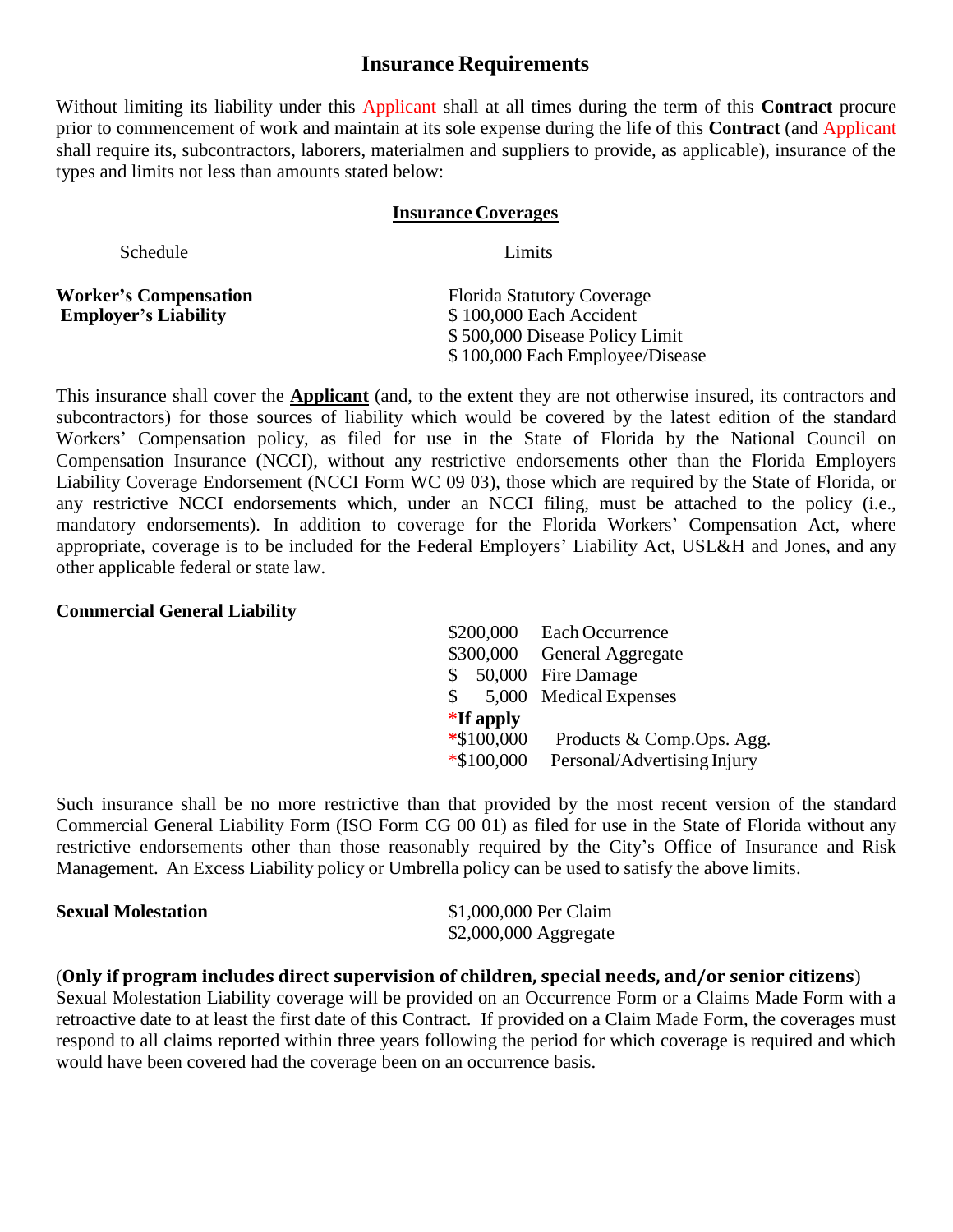# Insurance Requirements

Without limiting its liability under this Applicant shall at all times during the term of this **Contract** procure prior to commencement of work and maintain at its sole expense during the life of this **Contract** (and Applicant shall require its, subcontractors, laborers, materialmen and suppliers to provide, as applicable), insurance of the types and limits not less than amounts stated below:

## Insurance Coverages

| Schedule | Limits |
|---|---|
| **Worker's Compensation** | Florida Statutory Coverage |
| **Employer's Liability** | $ 100,000 Each Accident |
| | $ 500,000 Disease Policy Limit |
| | $ 100,000 Each Employee/Disease |

This insurance shall cover the **Applicant** (and, to the extent they are not otherwise insured, its contractors and subcontractors) for those sources of liability which would be covered by the latest edition of the standard Workers' Compensation policy, as filed for use in the State of Florida by the National Council on Compensation Insurance (NCCI), without any restrictive endorsements other than the Florida Employers Liability Coverage Endorsement (NCCI Form WC 09 03), those which are required by the State of Florida, or any restrictive NCCI endorsements which, under an NCCI filing, must be attached to the policy (i.e., mandatory endorsements). In addition to coverage for the Florida Workers' Compensation Act, where appropriate, coverage is to be included for the Federal Employers' Liability Act, USL&H and Jones, and any other applicable federal or state law.

**Commercial General Liability**

| Amount | Coverage |
|---|---|
| $200,000 | Each Occurrence |
| $300,000 | General Aggregate |
| $ 50,000 | Fire Damage |
| $ 5,000 | Medical Expenses |
| ***If apply** | |
| *$100,000 | Products & Comp.Ops. Agg. |
| *$100,000 | Personal/Advertising Injury |

Such insurance shall be no more restrictive than that provided by the most recent version of the standard Commercial General Liability Form (ISO Form CG 00 01) as filed for use in the State of Florida without any restrictive endorsements other than those reasonably required by the City's Office of Insurance and Risk Management. An Excess Liability policy or Umbrella policy can be used to satisfy the above limits.

| | |
|---|---|
| **Sexual Molestation** | $1,000,000 Per Claim |
| | $2,000,000 Aggregate |

(**Only if program includes direct supervision of children, special needs, and/or senior citizens**)
Sexual Molestation Liability coverage will be provided on an Occurrence Form or a Claims Made Form with a retroactive date to at least the first date of this Contract. If provided on a Claim Made Form, the coverages must respond to all claims reported within three years following the period for which coverage is required and which would have been covered had the coverage been on an occurrence basis.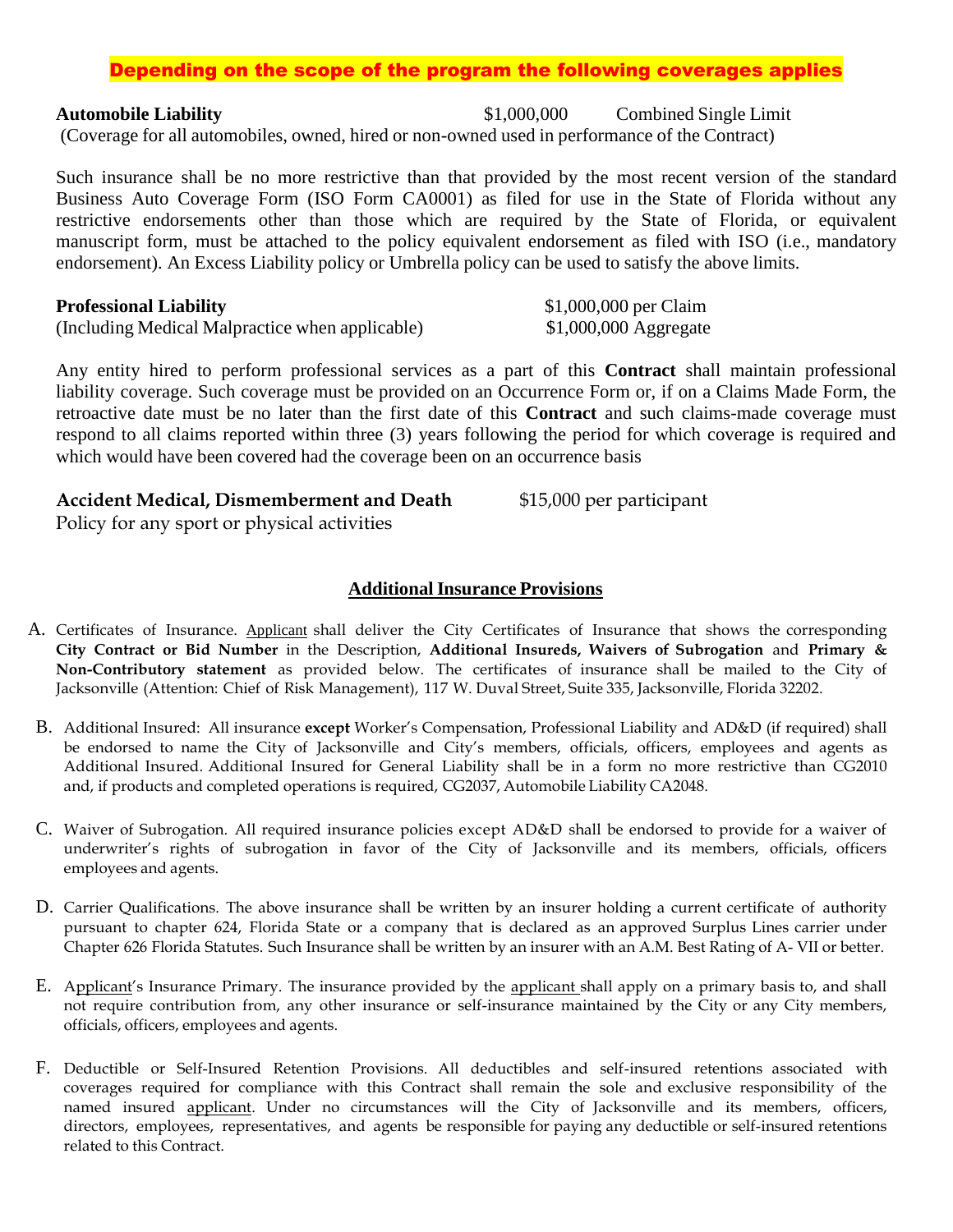**Depending on the scope of the program the following coverages applies**

**Automobile Liability** $1,000,000 Combined Single Limit
(Coverage for all automobiles, owned, hired or non-owned used in performance of the Contract)

Such insurance shall be no more restrictive than that provided by the most recent version of the standard Business Auto Coverage Form (ISO Form CA0001) as filed for use in the State of Florida without any restrictive endorsements other than those which are required by the State of Florida, or equivalent manuscript form, must be attached to the policy equivalent endorsement as filed with ISO (i.e., mandatory endorsement). An Excess Liability policy or Umbrella policy can be used to satisfy the above limits.

**Professional Liability** $1,000,000 per Claim
(Including Medical Malpractice when applicable) $1,000,000 Aggregate

Any entity hired to perform professional services as a part of this **Contract** shall maintain professional liability coverage. Such coverage must be provided on an Occurrence Form or, if on a Claims Made Form, the retroactive date must be no later than the first date of this **Contract** and such claims-made coverage must respond to all claims reported within three (3) years following the period for which coverage is required and which would have been covered had the coverage been on an occurrence basis

**Accident Medical, Dismemberment and Death** $15,000 per participant
Policy for any sport or physical activities

## Additional Insurance Provisions

A. Certificates of Insurance. Applicant shall deliver the City Certificates of Insurance that shows the corresponding **City Contract or Bid Number** in the Description, **Additional Insureds, Waivers of Subrogation** and **Primary & Non-Contributory statement** as provided below. The certificates of insurance shall be mailed to the City of Jacksonville (Attention: Chief of Risk Management), 117 W. Duval Street, Suite 335, Jacksonville, Florida 32202.

B. Additional Insured: All insurance **except** Worker's Compensation, Professional Liability and AD&D (if required) shall be endorsed to name the City of Jacksonville and City's members, officials, officers, employees and agents as Additional Insured. Additional Insured for General Liability shall be in a form no more restrictive than CG2010 and, if products and completed operations is required, CG2037, Automobile Liability CA2048.

C. Waiver of Subrogation. All required insurance policies except AD&D shall be endorsed to provide for a waiver of underwriter's rights of subrogation in favor of the City of Jacksonville and its members, officials, officers employees and agents.

D. Carrier Qualifications. The above insurance shall be written by an insurer holding a current certificate of authority pursuant to chapter 624, Florida State or a company that is declared as an approved Surplus Lines carrier under Chapter 626 Florida Statutes. Such Insurance shall be written by an insurer with an A.M. Best Rating of A- VII or better.

E. Applicant's Insurance Primary. The insurance provided by the applicant shall apply on a primary basis to, and shall not require contribution from, any other insurance or self-insurance maintained by the City or any City members, officials, officers, employees and agents.

F. Deductible or Self-Insured Retention Provisions. All deductibles and self-insured retentions associated with coverages required for compliance with this Contract shall remain the sole and exclusive responsibility of the named insured applicant. Under no circumstances will the City of Jacksonville and its members, officers, directors, employees, representatives, and agents be responsible for paying any deductible or self-insured retentions related to this Contract.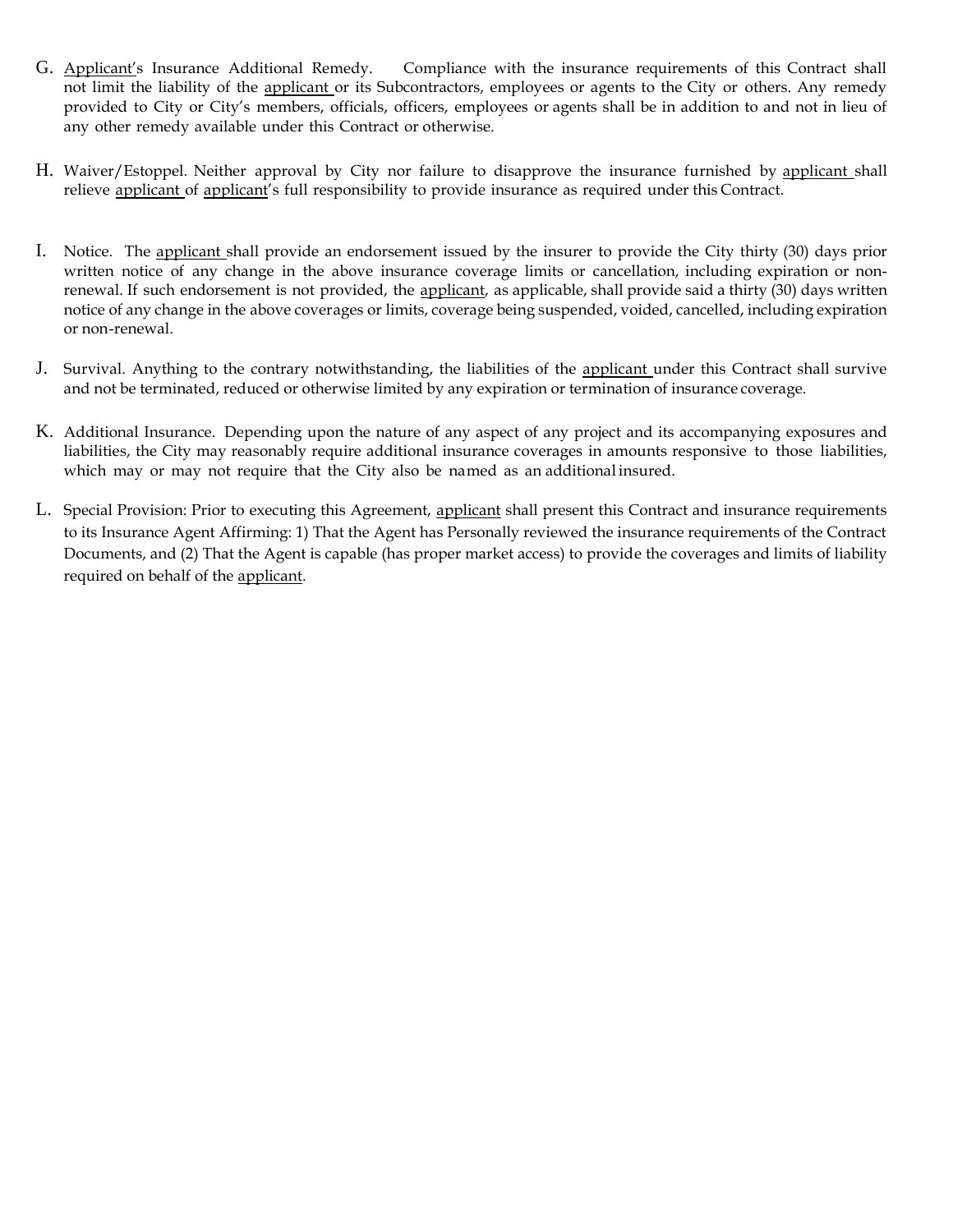G. Applicant's Insurance Additional Remedy. Compliance with the insurance requirements of this Contract shall not limit the liability of the applicant or its Subcontractors, employees or agents to the City or others. Any remedy provided to City or City's members, officials, officers, employees or agents shall be in addition to and not in lieu of any other remedy available under this Contract or otherwise.

H. Waiver/Estoppel. Neither approval by City nor failure to disapprove the insurance furnished by applicant shall relieve applicant of applicant's full responsibility to provide insurance as required under this Contract.

I. Notice. The applicant shall provide an endorsement issued by the insurer to provide the City thirty (30) days prior written notice of any change in the above insurance coverage limits or cancellation, including expiration or non-renewal. If such endorsement is not provided, the applicant, as applicable, shall provide said a thirty (30) days written notice of any change in the above coverages or limits, coverage being suspended, voided, cancelled, including expiration or non-renewal.

J. Survival. Anything to the contrary notwithstanding, the liabilities of the applicant under this Contract shall survive and not be terminated, reduced or otherwise limited by any expiration or termination of insurance coverage.

K. Additional Insurance. Depending upon the nature of any aspect of any project and its accompanying exposures and liabilities, the City may reasonably require additional insurance coverages in amounts responsive to those liabilities, which may or may not require that the City also be named as an additional insured.

L. Special Provision: Prior to executing this Agreement, applicant shall present this Contract and insurance requirements to its Insurance Agent Affirming: 1) That the Agent has Personally reviewed the insurance requirements of the Contract Documents, and (2) That the Agent is capable (has proper market access) to provide the coverages and limits of liability required on behalf of the applicant.